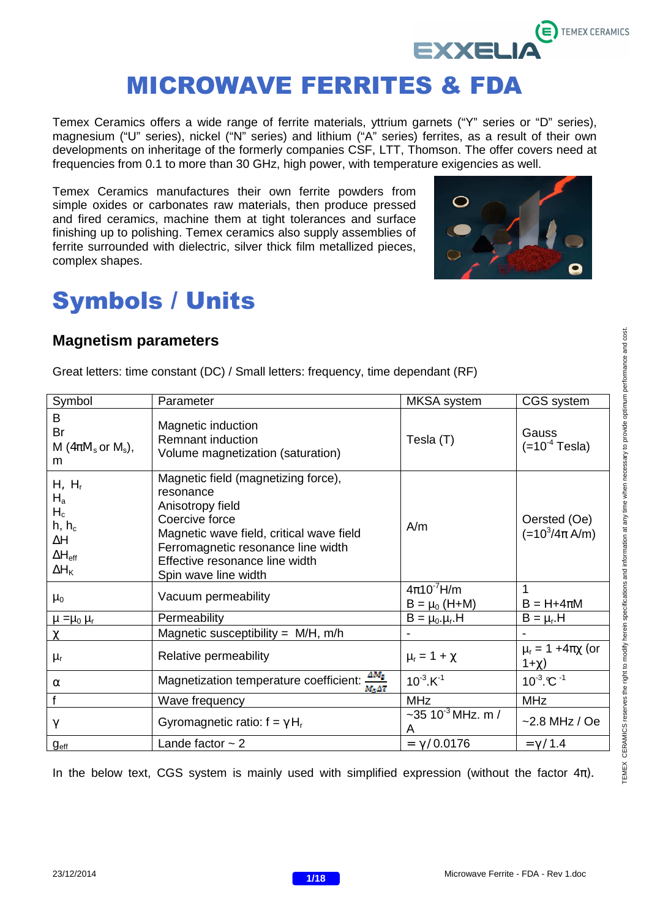# MICROWAVE FERRITES & FDA

Temex Ceramics offers a wide range of ferrite materials, yttrium garnets ("Y" series or "D" series), magnesium ("U" series), nickel ("N" series) and lithium ("A" series) ferrites, as a result of their own developments on inheritage of the formerly companies CSF, LTT, Thomson. The offer covers need at frequencies from 0.1 to more than 30 GHz, high power, with temperature exigencies as well.

Temex Ceramics manufactures their own ferrite powders from simple oxides or carbonates raw materials, then produce pressed and fired ceramics, machine them at tight tolerances and surface finishing up to polishing. Temex ceramics also supply assemblies of ferrite surrounded with dielectric, silver thick film metallized pieces, complex shapes.

# Symbols / Units

## Magnetism parameters

Great letters: time constant (DC) / Small letters: frequency, time dependant (RF)

| Symbol | Parameter | MKSA system | CGS system |
|---|---|---|---|
| B<br>Br<br>M ($4\pi M_s$ or $M_s$),<br>m | Magnetic induction<br>Remnant induction<br>Volume magnetization (saturation) | Tesla (T) | Gauss<br>($=10^{-4}$ Tesla) |
| $H$, $H_r$<br>$H_a$<br>$H_c$<br>$h$, $h_c$<br>$\Delta H$<br>$\Delta H_{eff}$<br>$\Delta H_K$ | Magnetic field (magnetizing force), resonance<br>Anisotropy field<br>Coercive force<br>Magnetic wave field, critical wave field<br>Ferromagnetic resonance line width<br>Effective resonance line width<br>Spin wave line width | A/m | Oersted (Oe)<br>($=10^3/4\pi$ A/m) |
| $\mu_0$ | Vacuum permeability | $4\pi 10^{-7}$H/m<br>$B = \mu_0 (H+M)$ | 1<br>$B = H+4\pi M$ |
| $\mu = \mu_0\ \mu_r$ | Permeability | $B = \mu_0.\mu_r.H$ | $B = \mu_r.H$ |
| $\chi$ | Magnetic susceptibility = M/H, m/h | - | - |
| $\mu_r$ | Relative permeability | $\mu_r = 1 + \chi$ | $\mu_r = 1 + 4\pi\chi$ (or $1+\chi$) |
| $\alpha$ | Magnetization temperature coefficient: $\frac{\Delta M_s}{M_s \Delta T}$ | $10^{-3}.K^{-1}$ | $10^{-3}.°C^{-1}$ |
| f | Wave frequency | MHz | MHz |
| $\gamma$ | Gyromagnetic ratio: $f = \gamma H_r$ | ~35 $10^{-3}$ MHz. m / A | ~2.8 MHz / Oe |
| $g_{eff}$ | Lande factor ~ 2 | $= \gamma / 0.0176$ | $= \gamma / 1.4$ |

In the below text, CGS system is mainly used with simplified expression (without the factor $4\pi$).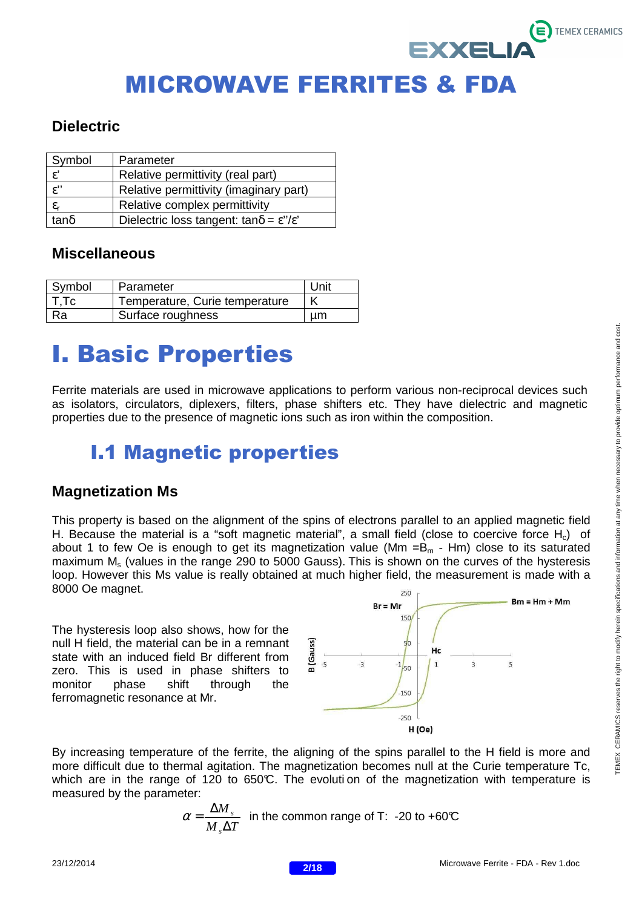# MICROWAVE FERRITES & FDA

## Dielectric

| Symbol | Parameter |
|---|---|
| ε' | Relative permittivity (real part) |
| ε'' | Relative permittivity (imaginary part) |
| $\varepsilon_r$ | Relative complex permittivity |
| tanδ | Dielectric loss tangent: tanδ = ε''/ε' |

## Miscellaneous

| Symbol | Parameter | Unit |
|---|---|---|
| T,Tc | Temperature, Curie temperature | K |
| Ra | Surface roughness | µm |

# I. Basic Properties

Ferrite materials are used in microwave applications to perform various non-reciprocal devices such as isolators, circulators, diplexers, filters, phase shifters etc. They have dielectric and magnetic properties due to the presence of magnetic ions such as iron within the composition.

## I.1 Magnetic properties

### Magnetization Ms

This property is based on the alignment of the spins of electrons parallel to an applied magnetic field H. Because the material is a "soft magnetic material", a small field (close to coercive force $H_c$) of about 1 to few Oe is enough to get its magnetization value (Mm $=B_m$ - Hm) close to its saturated maximum $M_s$ (values in the range 290 to 5000 Gauss). This is shown on the curves of the hysteresis loop. However this Ms value is really obtained at much higher field, the measurement is made with a 8000 Oe magnet.

The hysteresis loop also shows, how for the null H field, the material can be in a remnant state with an induced field Br different from zero. This is used in phase shifters to monitor phase shift through the ferromagnetic resonance at Mr.

By increasing temperature of the ferrite, the aligning of the spins parallel to the H field is more and more difficult due to thermal agitation. The magnetization becomes null at the Curie temperature Tc, which are in the range of 120 to 650°C. The evolution of the magnetization with temperature is measured by the parameter:

$$\alpha = \frac{\Delta M_s}{M_s \Delta T}$$ in the common range of T: -20 to +60°C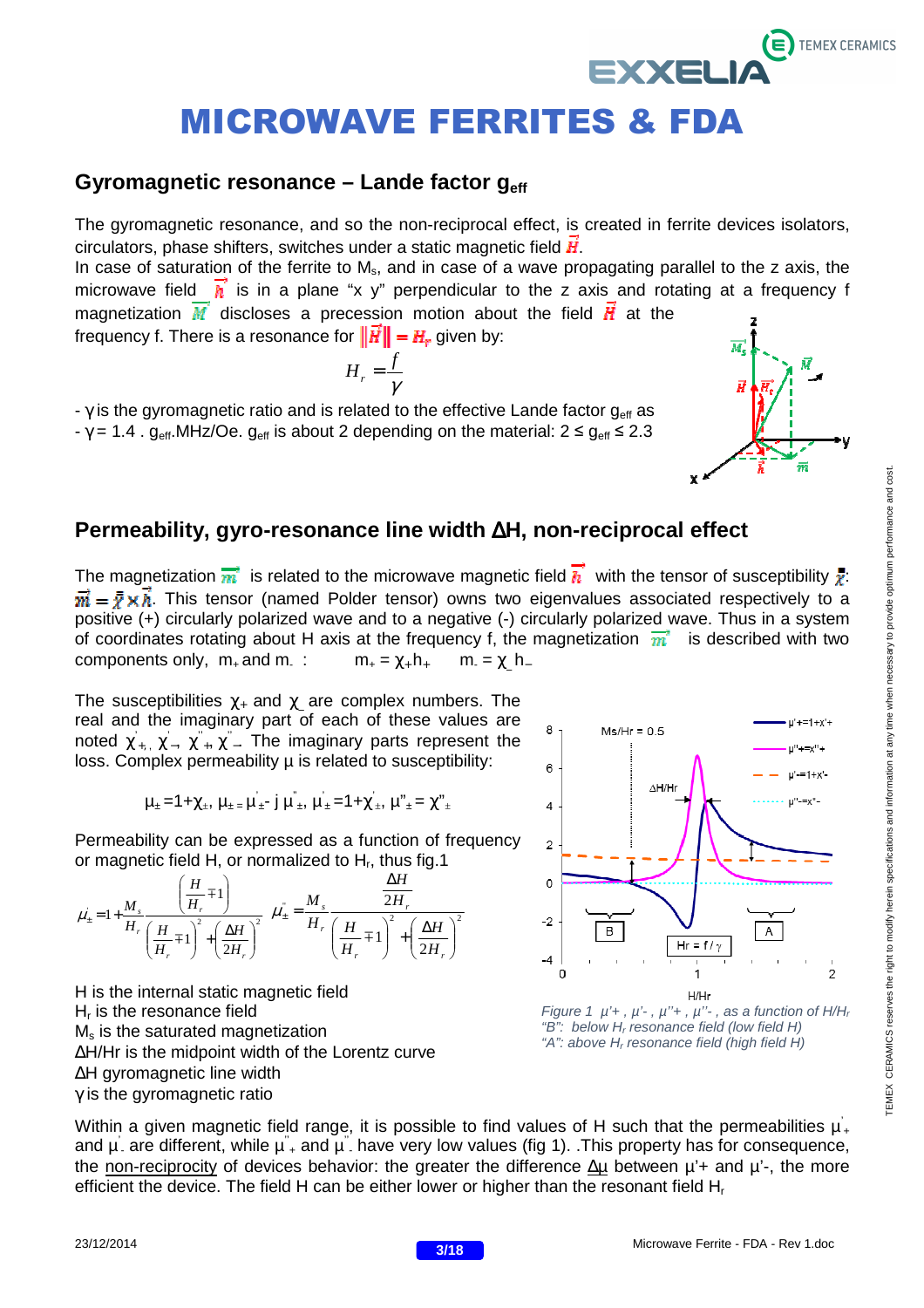# MICROWAVE FERRITES & FDA

## Gyromagnetic resonance – Lande factor $g_{eff}$

The gyromagnetic resonance, and so the non-reciprocal effect, is created in ferrite devices isolators, circulators, phase shifters, switches under a static magnetic field $\vec{H}$.
In case of saturation of the ferrite to $M_s$, and in case of a wave propagating parallel to the z axis, the microwave field $\vec{h}$ is in a plane "x y" perpendicular to the z axis and rotating at a frequency f magnetization $\vec{M}$ discloses a precession motion about the field $\vec{H}$ at the frequency f. There is a resonance for $\|\vec{H}\| = H_r$ given by:

$$H_r = \frac{f}{\gamma}$$

- $\gamma$ is the gyromagnetic ratio and is related to the effective Lande factor $g_{eff}$ as
- $\gamma = 1.4 \cdot g_{eff}$.MHz/Oe. $g_{eff}$ is about 2 depending on the material: $2 \le g_{eff} \le 2.3$

## Permeability, gyro-resonance line width ΔH, non-reciprocal effect

The magnetization $\vec{m}$ is related to the microwave magnetic field $\vec{h}$ with the tensor of susceptibility $\bar{\bar{\chi}}$: $\vec{m} = \bar{\bar{\chi}} \times \vec{h}$. This tensor (named Polder tensor) owns two eigenvalues associated respectively to a positive (+) circularly polarized wave and to a negative (-) circularly polarized wave. Thus in a system of coordinates rotating about H axis at the frequency f, the magnetization $\vec{m}$ is described with two components only, $m_+$ and $m_-$ : $m_+ = \chi_+ h_+$ $m_- = \chi_- h_-$

The susceptibilities $\chi_+$ and $\chi_-$ are complex numbers. The real and the imaginary part of each of these values are noted $\chi'_+, \chi'_-, \chi''_+, \chi''_-$. The imaginary parts represent the loss. Complex permeability μ is related to susceptibility:

$$\mu_\pm = 1+\chi_\pm,\ \mu_\pm = \mu'_\pm - j\,\mu''_\pm,\ \mu'_\pm = 1+\chi'_\pm,\ \mu''_\pm = \chi''_\pm$$

Permeability can be expressed as a function of frequency or magnetic field H, or normalized to $H_r$, thus fig.1

$$\mu'_\pm = 1 + \frac{M_s}{H_r}\frac{\left(\frac{H}{H_r} \mp 1\right)}{\left(\frac{H}{H_r} \mp 1\right)^2 + \left(\frac{\Delta H}{2H_r}\right)^2} \qquad \mu''_\pm = \frac{M_s}{H_r}\frac{\frac{\Delta H}{2H_r}}{\left(\frac{H}{H_r} \mp 1\right)^2 + \left(\frac{\Delta H}{2H_r}\right)^2}$$

H is the internal static magnetic field
$H_r$ is the resonance field
$M_s$ is the saturated magnetization
ΔH/Hr is the midpoint width of the Lorentz curve
ΔH gyromagnetic line width
γ is the gyromagnetic ratio

*Figure 1 μ'+ , μ'- , μ''+ , μ''- , as a function of H/$H_r$*
*"B": below $H_r$ resonance field (low field H)*
*"A": above $H_r$ resonance field (high field H)*

Within a given magnetic field range, it is possible to find values of H such that the permeabilities $\mu'_+$ and $\mu'_-$ are different, while $\mu''_+$ and $\mu''_-$ have very low values (fig 1). .This property has for consequence, the non-reciprocity of devices behavior: the greater the difference Δμ between μ'+ and μ'-, the more efficient the device. The field H can be either lower or higher than the resonant field $H_r$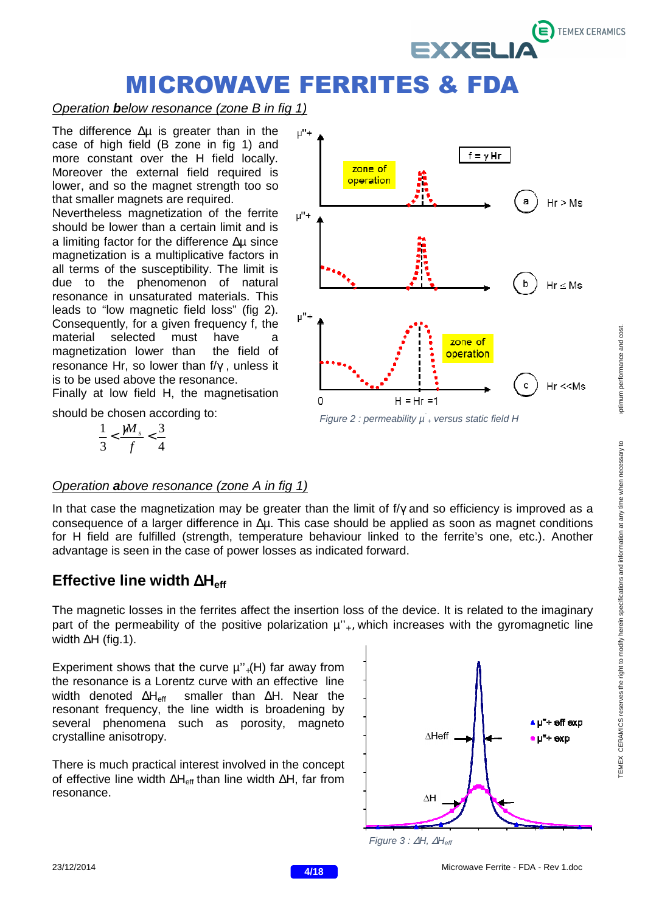# MICROWAVE FERRITES & FDA

*Operation **b**elow resonance (zone B in fig 1)*

The difference Δμ is greater than in the case of high field (B zone in fig 1) and more constant over the H field locally. Moreover the external field required is lower, and so the magnet strength too so that smaller magnets are required.

Nevertheless magnetization of the ferrite should be lower than a certain limit and is a limiting factor for the difference Δμ since magnetization is a multiplicative factors in all terms of the susceptibility. The limit is due to the phenomenon of natural resonance in unsaturated materials. This leads to "low magnetic field loss" (fig 2). Consequently, for a given frequency f, the material selected must have a magnetization lower than the field of resonance Hr, so lower than f/γ , unless it is to be used above the resonance.

Finally at low field H, the magnetisation should be chosen according to:

$$\frac{1}{3} < \frac{\gamma M_s}{f} < \frac{3}{4}$$

*Figure 2 : permeability μ''+ versus static field H*

*Operation **a**bove resonance (zone A in fig 1)*

In that case the magnetization may be greater than the limit of f/γ and so efficiency is improved as a consequence of a larger difference in Δμ. This case should be applied as soon as magnet conditions for H field are fulfilled (strength, temperature behaviour linked to the ferrite's one, etc.). Another advantage is seen in the case of power losses as indicated forward.

## Effective line width $\Delta H_{eff}$

The magnetic losses in the ferrites affect the insertion loss of the device. It is related to the imaginary part of the permeability of the positive polarization $\mu''_+$, which increases with the gyromagnetic line width ΔH (fig.1).

Experiment shows that the curve $\mu''_+(H)$ far away from the resonance is a Lorentz curve with an effective line width denoted $\Delta H_{eff}$ smaller than ΔH. Near the resonant frequency, the line width is broadening by several phenomena such as porosity, magneto crystalline anisotropy.

There is much practical interest involved in the concept of effective line width $\Delta H_{eff}$ than line width ΔH, far from resonance.

*Figure 3 : ΔH, $\Delta H_{eff}$*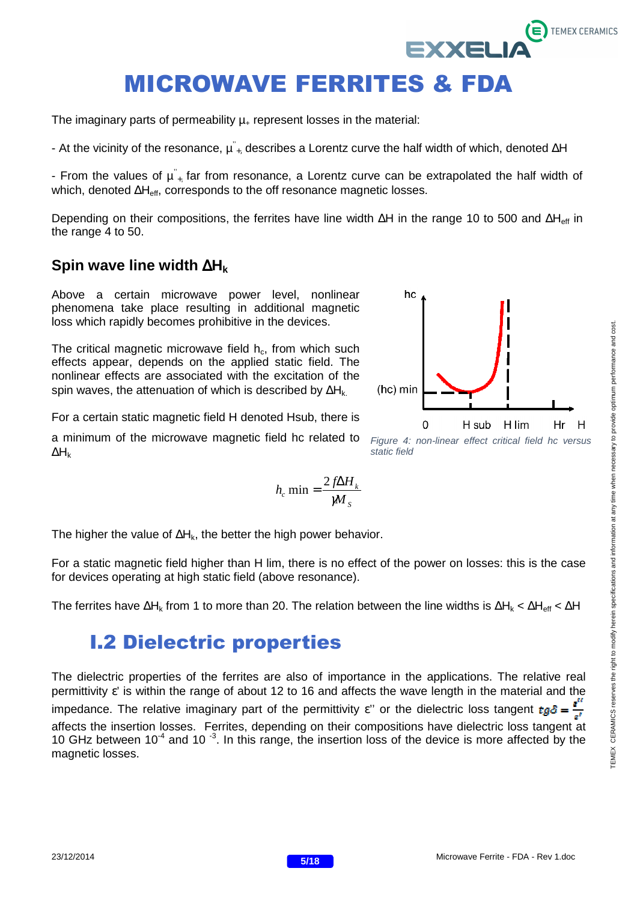# MICROWAVE FERRITES & FDA

The imaginary parts of permeability $\mu_+$ represent losses in the material:

- At the vicinity of the resonance, $\mu''_+$ describes a Lorentz curve the half width of which, denoted ΔH

- From the values of $\mu''_+$ far from resonance, a Lorentz curve can be extrapolated the half width of which, denoted $\Delta H_{eff}$, corresponds to the off resonance magnetic losses.

Depending on their compositions, the ferrites have line width ΔH in the range 10 to 500 and $\Delta H_{eff}$ in the range 4 to 50.

### Spin wave line width $\Delta H_k$

Above a certain microwave power level, nonlinear phenomena take place resulting in additional magnetic loss which rapidly becomes prohibitive in the devices.

The critical magnetic microwave field $h_c$, from which such effects appear, depends on the applied static field. The nonlinear effects are associated with the excitation of the spin waves, the attenuation of which is described by $\Delta H_k$.

For a certain static magnetic field H denoted Hsub, there is a minimum of the microwave magnetic field hc related to $\Delta H_k$

*Figure 4: non-linear effect critical field hc versus static field*

$$h_c \min = \frac{2 f \Delta H_k}{\gamma M_S}$$

The higher the value of $\Delta H_k$, the better the high power behavior.

For a static magnetic field higher than H lim, there is no effect of the power on losses: this is the case for devices operating at high static field (above resonance).

The ferrites have $\Delta H_k$ from 1 to more than 20. The relation between the line widths is $\Delta H_k < \Delta H_{eff} < \Delta H$

## I.2 Dielectric properties

The dielectric properties of the ferrites are also of importance in the applications. The relative real permittivity ε' is within the range of about 12 to 16 and affects the wave length in the material and the impedance. The relative imaginary part of the permittivity ε'' or the dielectric loss tangent $tg\delta = \frac{\varepsilon''}{\varepsilon'}$ affects the insertion losses. Ferrites, depending on their compositions have dielectric loss tangent at 10 GHz between $10^{-4}$ and $10^{-3}$. In this range, the insertion loss of the device is more affected by the magnetic losses.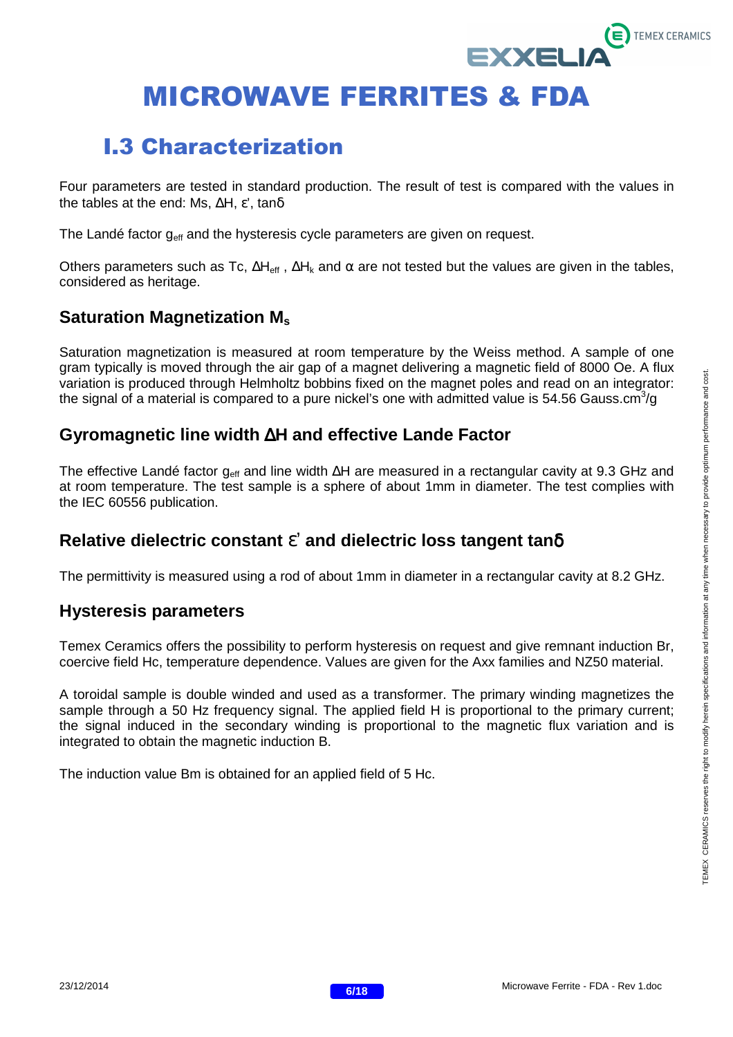# MICROWAVE FERRITES & FDA

## I.3 Characterization

Four parameters are tested in standard production. The result of test is compared with the values in the tables at the end: Ms, ΔH, ε', tanδ

The Landé factor $g_{eff}$ and the hysteresis cycle parameters are given on request.

Others parameters such as Tc, $\Delta H_{eff}$ , $\Delta H_k$ and α are not tested but the values are given in the tables, considered as heritage.

### Saturation Magnetization $M_s$

Saturation magnetization is measured at room temperature by the Weiss method. A sample of one gram typically is moved through the air gap of a magnet delivering a magnetic field of 8000 Oe. A flux variation is produced through Helmholtz bobbins fixed on the magnet poles and read on an integrator: the signal of a material is compared to a pure nickel's one with admitted value is 54.56 Gauss.$cm^3$/g

### Gyromagnetic line width ΔH and effective Lande Factor

The effective Landé factor $g_{eff}$ and line width ΔH are measured in a rectangular cavity at 9.3 GHz and at room temperature. The test sample is a sphere of about 1mm in diameter. The test complies with the IEC 60556 publication.

### Relative dielectric constant ε' and dielectric loss tangent tanδ

The permittivity is measured using a rod of about 1mm in diameter in a rectangular cavity at 8.2 GHz.

### Hysteresis parameters

Temex Ceramics offers the possibility to perform hysteresis on request and give remnant induction Br, coercive field Hc, temperature dependence. Values are given for the Axx families and NZ50 material.

A toroidal sample is double winded and used as a transformer. The primary winding magnetizes the sample through a 50 Hz frequency signal. The applied field H is proportional to the primary current; the signal induced in the secondary winding is proportional to the magnetic flux variation and is integrated to obtain the magnetic induction B.

The induction value Bm is obtained for an applied field of 5 Hc.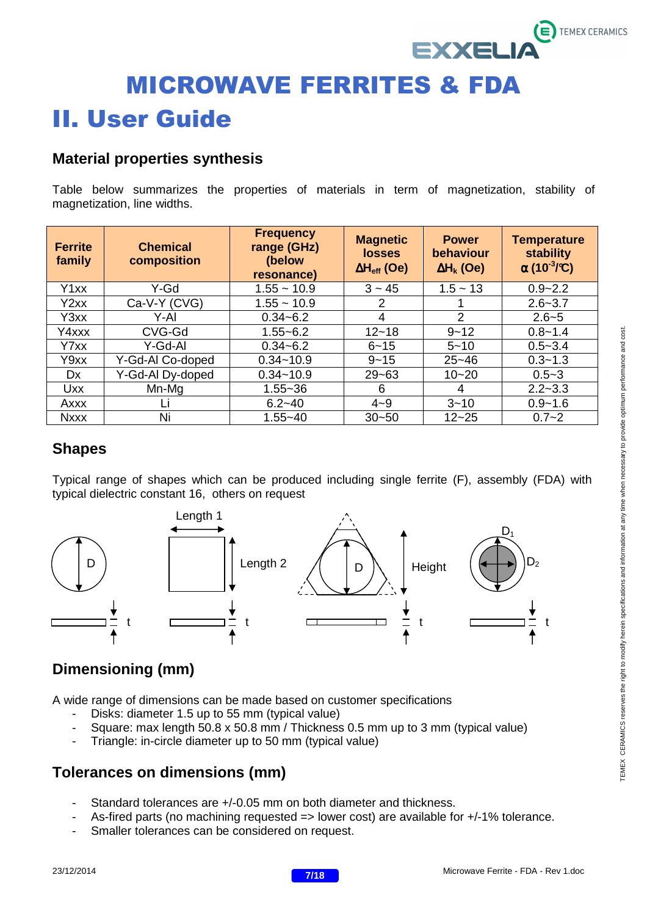# MICROWAVE FERRITES & FDA

# II. User Guide

## Material properties synthesis

Table below summarizes the properties of materials in term of magnetization, stability of magnetization, line widths.

| Ferrite family | Chemical composition | Frequency range (GHz) (below resonance) | Magnetic losses $\Delta H_{eff}$ (Oe) | Power behaviour $\Delta H_k$ (Oe) | Temperature stability $\alpha$ ($10^{-3}$/°C) |
|---|---|---|---|---|---|
| Y1xx | Y-Gd | 1.55 ~ 10.9 | 3 ~ 45 | 1.5 ~ 13 | 0.9~2.2 |
| Y2xx | Ca-V-Y (CVG) | 1.55 ~ 10.9 | 2 | 1 | 2.6~3.7 |
| Y3xx | Y-Al | 0.34~6.2 | 4 | 2 | 2.6~5 |
| Y4xxx | CVG-Gd | 1.55~6.2 | 12~18 | 9~12 | 0.8~1.4 |
| Y7xx | Y-Gd-Al | 0.34~6.2 | 6~15 | 5~10 | 0.5~3.4 |
| Y9xx | Y-Gd-Al Co-doped | 0.34~10.9 | 9~15 | 25~46 | 0.3~1.3 |
| Dx | Y-Gd-Al Dy-doped | 0.34~10.9 | 29~63 | 10~20 | 0.5~3 |
| Uxx | Mn-Mg | 1.55~36 | 6 | 4 | 2.2~3.3 |
| Axxx | Li | 6.2~40 | 4~9 | 3~10 | 0.9~1.6 |
| Nxxx | Ni | 1.55~40 | 30~50 | 12~25 | 0.7~2 |

## Shapes

Typical range of shapes which can be produced including single ferrite (F), assembly (FDA) with typical dielectric constant 16, others on request

D t | Length 1, Length 2, t | D, Height, t | $D_1$, $D_2$, t

## Dimensioning (mm)

A wide range of dimensions can be made based on customer specifications

- Disks: diameter 1.5 up to 55 mm (typical value)
- Square: max length 50.8 x 50.8 mm / Thickness 0.5 mm up to 3 mm (typical value)
- Triangle: in-circle diameter up to 50 mm (typical value)

## Tolerances on dimensions (mm)

- Standard tolerances are +/-0.05 mm on both diameter and thickness.
- As-fired parts (no machining requested => lower cost) are available for +/-1% tolerance.
- Smaller tolerances can be considered on request.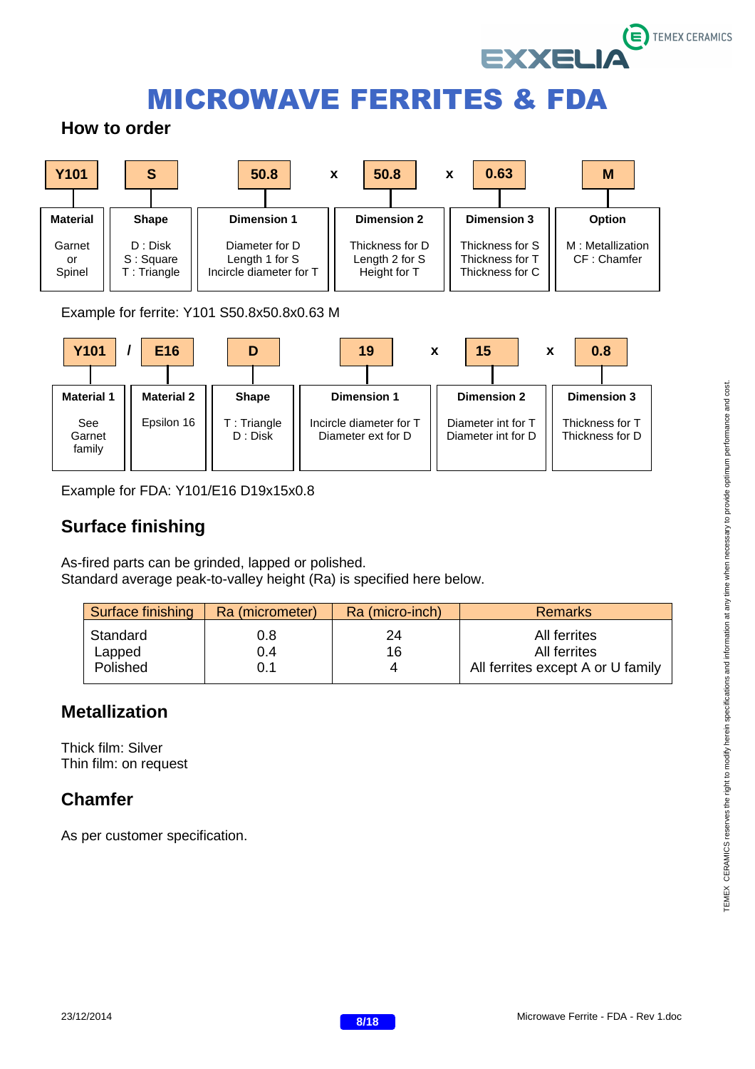# MICROWAVE FERRITES & FDA

## How to order

| Y101 | S | 50.8 | x | 50.8 | x | 0.63 | M |
|---|---|---|---|---|---|---|---|
| **Material** | **Shape** | **Dimension 1** | | **Dimension 2** | | **Dimension 3** | **Option** |
| Garnet or Spinel | D : Disk<br>S : Square<br>T : Triangle | Diameter for D<br>Length 1 for S<br>Incircle diameter for T | | Thickness for D<br>Length 2 for S<br>Height for T | | Thickness for S<br>Thickness for T<br>Thickness for C | M : Metallization<br>CF : Chamfer |

Example for ferrite: Y101 S50.8x50.8x0.63 M

| Y101 | / | E16 | D | 19 | x | 15 | x | 0.8 |
|---|---|---|---|---|---|---|---|---|
| **Material 1** | | **Material 2** | **Shape** | **Dimension 1** | | **Dimension 2** | | **Dimension 3** |
| See Garnet family | | Epsilon 16 | T : Triangle<br>D : Disk | Incircle diameter for T<br>Diameter ext for D | | Diameter int for T<br>Diameter int for D | | Thickness for T<br>Thickness for D |

Example for FDA: Y101/E16 D19x15x0.8

## Surface finishing

As-fired parts can be grinded, lapped or polished.
Standard average peak-to-valley height (Ra) is specified here below.

| Surface finishing | Ra (micrometer) | Ra (micro-inch) | Remarks |
|---|---|---|---|
| Standard | 0.8 | 24 | All ferrites |
| Lapped | 0.4 | 16 | All ferrites |
| Polished | 0.1 | 4 | All ferrites except A or U family |

## Metallization

Thick film: Silver
Thin film: on request

## Chamfer

As per customer specification.

TEMEX CERAMICS reserves the right to modify herein specifications and information at any time when necessary to provide optimum performance and cost.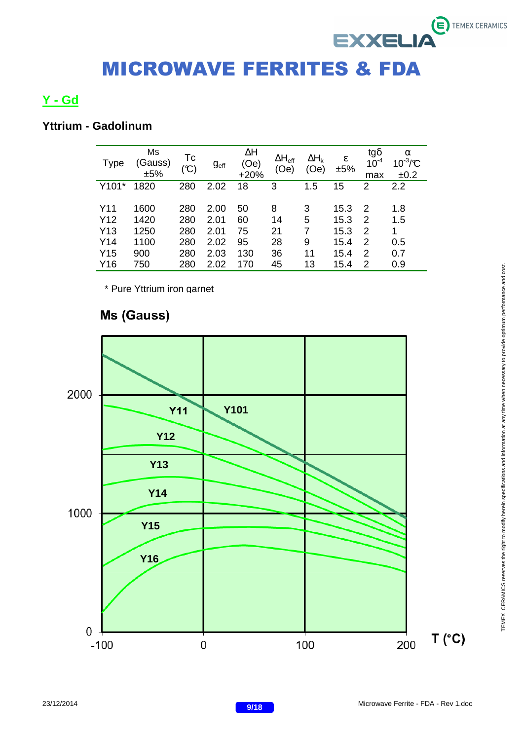# MICROWAVE FERRITES & FDA

## Y - Gd

### Yttrium - Gadolinum

| Type | Ms (Gauss) ±5% | Tc (℃) | $g_{eff}$ | ΔH (Oe) +20% | $\Delta H_{eff}$ (Oe) | $\Delta H_k$ (Oe) | ε ±5% | tgδ $10^{-4}$ max | α $10^{-3}$/℃ ±0.2 |
|---|---|---|---|---|---|---|---|---|---|
| Y101* | 1820 | 280 | 2.02 | 18 | 3 | 1.5 | 15 | 2 | 2.2 |
| Y11 | 1600 | 280 | 2.00 | 50 | 8 | 3 | 15.3 | 2 | 1.8 |
| Y12 | 1420 | 280 | 2.01 | 60 | 14 | 5 | 15.3 | 2 | 1.5 |
| Y13 | 1250 | 280 | 2.01 | 75 | 21 | 7 | 15.3 | 2 | 1 |
| Y14 | 1100 | 280 | 2.02 | 95 | 28 | 9 | 15.4 | 2 | 0.5 |
| Y15 | 900 | 280 | 2.03 | 130 | 36 | 11 | 15.4 | 2 | 0.7 |
| Y16 | 750 | 280 | 2.02 | 170 | 45 | 13 | 15.4 | 2 | 0.9 |

\* Pure Yttrium iron garnet

**Ms (Gauss)**

TEMEX CERAMICS reserves the right to modify herein specifications and information at any time when necessary to provide optimum performance and cost.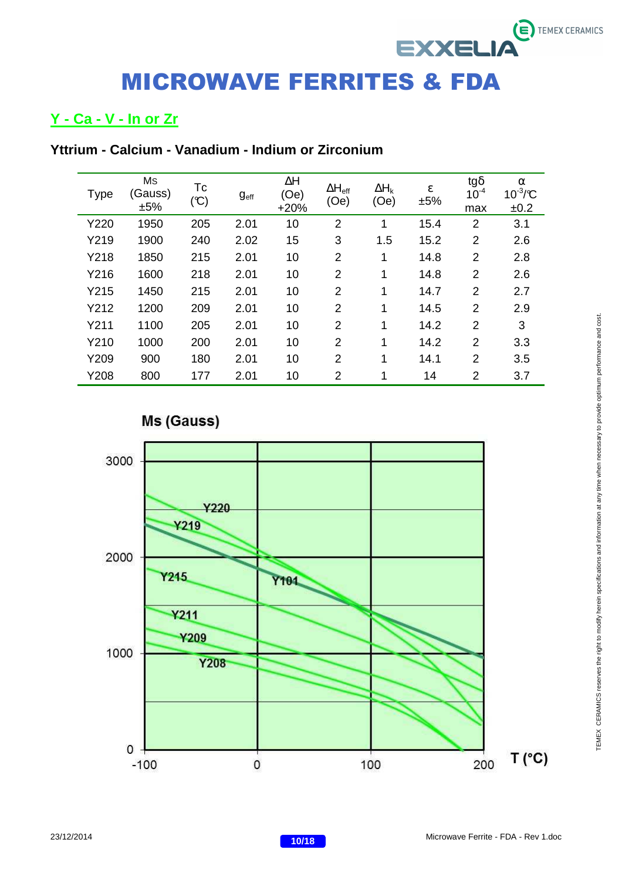# MICROWAVE FERRITES & FDA

## Y - Ca - V - In or Zr

### Yttrium - Calcium - Vanadium - Indium or Zirconium

| Type | Ms (Gauss) ±5% | Tc (℃) | $g_{eff}$ | ΔH (Oe) +20% | $\Delta H_{eff}$ (Oe) | $\Delta H_k$ (Oe) | ε ±5% | tgδ $10^{-4}$ max | α $10^{-3}$/℃ ±0.2 |
|---|---|---|---|---|---|---|---|---|---|
| Y220 | 1950 | 205 | 2.01 | 10 | 2 | 1 | 15.4 | 2 | 3.1 |
| Y219 | 1900 | 240 | 2.02 | 15 | 3 | 1.5 | 15.2 | 2 | 2.6 |
| Y218 | 1850 | 215 | 2.01 | 10 | 2 | 1 | 14.8 | 2 | 2.8 |
| Y216 | 1600 | 218 | 2.01 | 10 | 2 | 1 | 14.8 | 2 | 2.6 |
| Y215 | 1450 | 215 | 2.01 | 10 | 2 | 1 | 14.7 | 2 | 2.7 |
| Y212 | 1200 | 209 | 2.01 | 10 | 2 | 1 | 14.5 | 2 | 2.9 |
| Y211 | 1100 | 205 | 2.01 | 10 | 2 | 1 | 14.2 | 2 | 3 |
| Y210 | 1000 | 200 | 2.01 | 10 | 2 | 1 | 14.2 | 2 | 3.3 |
| Y209 | 900 | 180 | 2.01 | 10 | 2 | 1 | 14.1 | 2 | 3.5 |
| Y208 | 800 | 177 | 2.01 | 10 | 2 | 1 | 14 | 2 | 3.7 |

Ms (Gauss)

T (°C)

TEMEX CERAMICS reserves the right to modify herein specifications and information at any time when necessary to provide optimum performance and cost.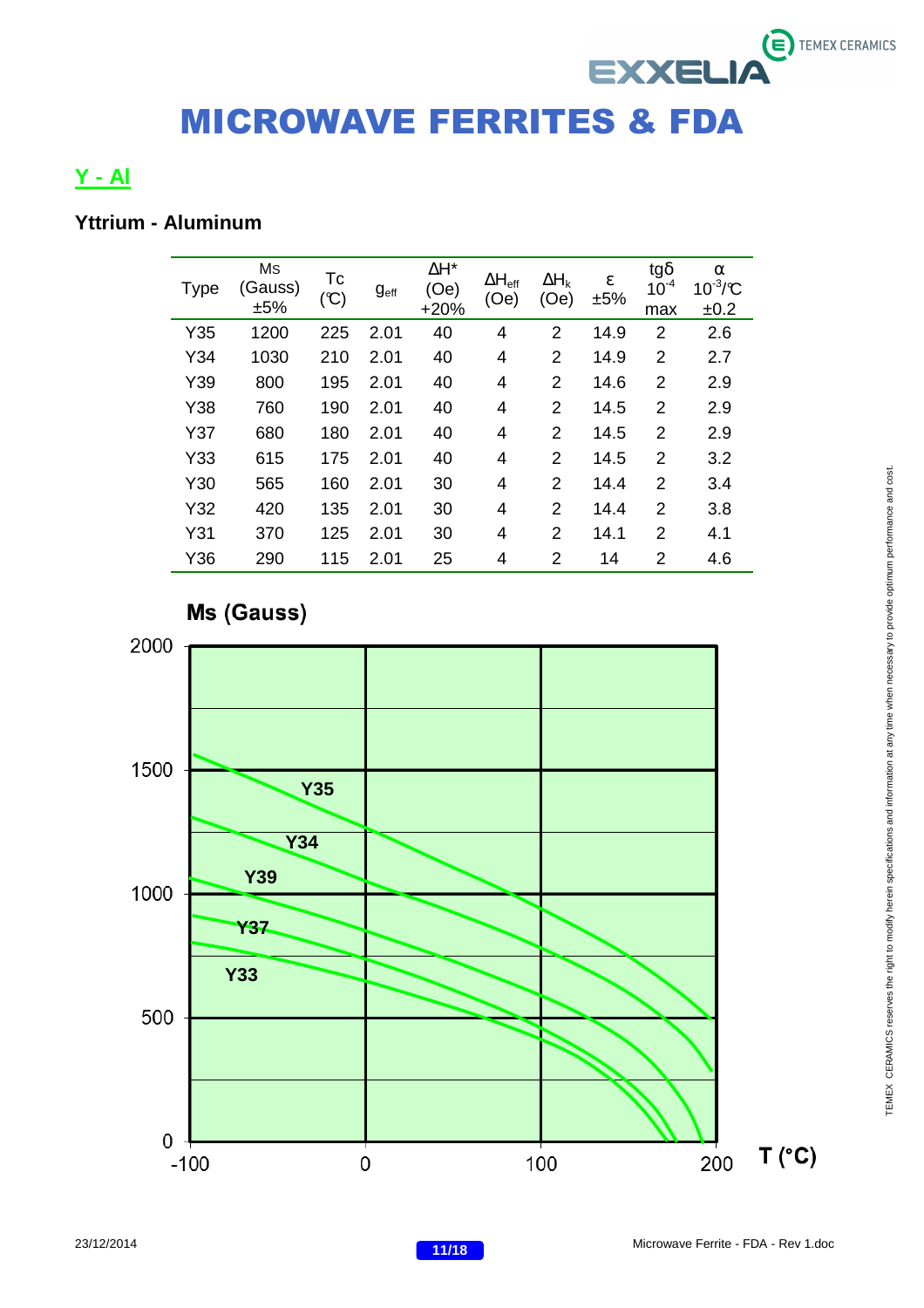# MICROWAVE FERRITES & FDA

## Y - Al

### Yttrium - Aluminum

| Type | Ms (Gauss) ±5% | Tc (℃) | $g_{eff}$ | ΔH* (Oe) +20% | $\Delta H_{eff}$ (Oe) | $\Delta H_k$ (Oe) | ε ±5% | tgδ $10^{-4}$ max | α $10^{-3}$/℃ ±0.2 |
|---|---|---|---|---|---|---|---|---|---|
| Y35 | 1200 | 225 | 2.01 | 40 | 4 | 2 | 14.9 | 2 | 2.6 |
| Y34 | 1030 | 210 | 2.01 | 40 | 4 | 2 | 14.9 | 2 | 2.7 |
| Y39 | 800 | 195 | 2.01 | 40 | 4 | 2 | 14.6 | 2 | 2.9 |
| Y38 | 760 | 190 | 2.01 | 40 | 4 | 2 | 14.5 | 2 | 2.9 |
| Y37 | 680 | 180 | 2.01 | 40 | 4 | 2 | 14.5 | 2 | 2.9 |
| Y33 | 615 | 175 | 2.01 | 40 | 4 | 2 | 14.5 | 2 | 3.2 |
| Y30 | 565 | 160 | 2.01 | 30 | 4 | 2 | 14.4 | 2 | 3.4 |
| Y32 | 420 | 135 | 2.01 | 30 | 4 | 2 | 14.4 | 2 | 3.8 |
| Y31 | 370 | 125 | 2.01 | 30 | 4 | 2 | 14.1 | 2 | 4.1 |
| Y36 | 290 | 115 | 2.01 | 25 | 4 | 2 | 14 | 2 | 4.6 |

Ms (Gauss)

2000, 1500, 1000, 500, 0

Y35, Y34, Y39, Y37, Y33

-100, 0, 100, 200 T (°C)

TEMEX CERAMICS reserves the right to modify herein specifications and information at any time when necessary to provide optimum performance and cost.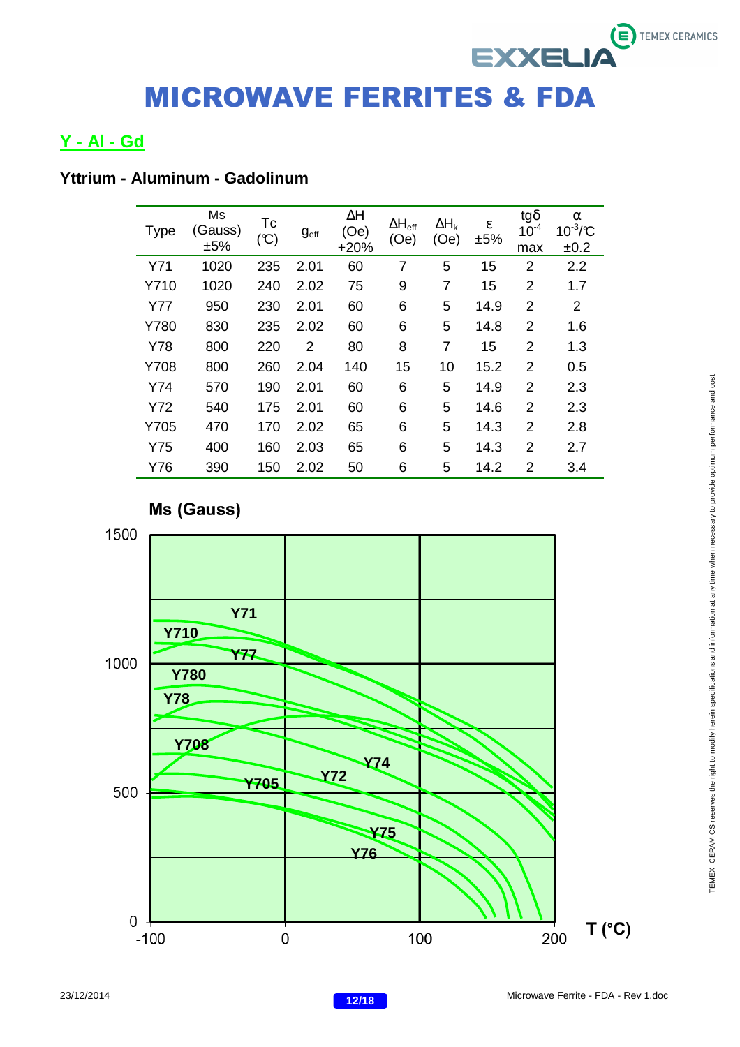# MICROWAVE FERRITES & FDA

## Y - Al - Gd

### Yttrium - Aluminum - Gadolinum

| Type | Ms (Gauss) ±5% | Tc (℃) | $g_{eff}$ | ΔH (Oe) +20% | $\Delta H_{eff}$ (Oe) | $\Delta H_k$ (Oe) | ε ±5% | tgδ $10^{-4}$ max | α $10^{-3}$/℃ ±0.2 |
|---|---|---|---|---|---|---|---|---|---|
| Y71 | 1020 | 235 | 2.01 | 60 | 7 | 5 | 15 | 2 | 2.2 |
| Y710 | 1020 | 240 | 2.02 | 75 | 9 | 7 | 15 | 2 | 1.7 |
| Y77 | 950 | 230 | 2.01 | 60 | 6 | 5 | 14.9 | 2 | 2 |
| Y780 | 830 | 235 | 2.02 | 60 | 6 | 5 | 14.8 | 2 | 1.6 |
| Y78 | 800 | 220 | 2 | 80 | 8 | 7 | 15 | 2 | 1.3 |
| Y708 | 800 | 260 | 2.04 | 140 | 15 | 10 | 15.2 | 2 | 0.5 |
| Y74 | 570 | 190 | 2.01 | 60 | 6 | 5 | 14.9 | 2 | 2.3 |
| Y72 | 540 | 175 | 2.01 | 60 | 6 | 5 | 14.6 | 2 | 2.3 |
| Y705 | 470 | 170 | 2.02 | 65 | 6 | 5 | 14.3 | 2 | 2.8 |
| Y75 | 400 | 160 | 2.03 | 65 | 6 | 5 | 14.3 | 2 | 2.7 |
| Y76 | 390 | 150 | 2.02 | 50 | 6 | 5 | 14.2 | 2 | 3.4 |

**Ms (Gauss)**

Y71, Y710, Y77, Y780, Y78, Y708, Y705, Y72, Y74, Y75, Y76

**T (°C)**

TEMEX CERAMICS reserves the right to modify herein specifications and information at any time when necessary to provide optimum performance and cost.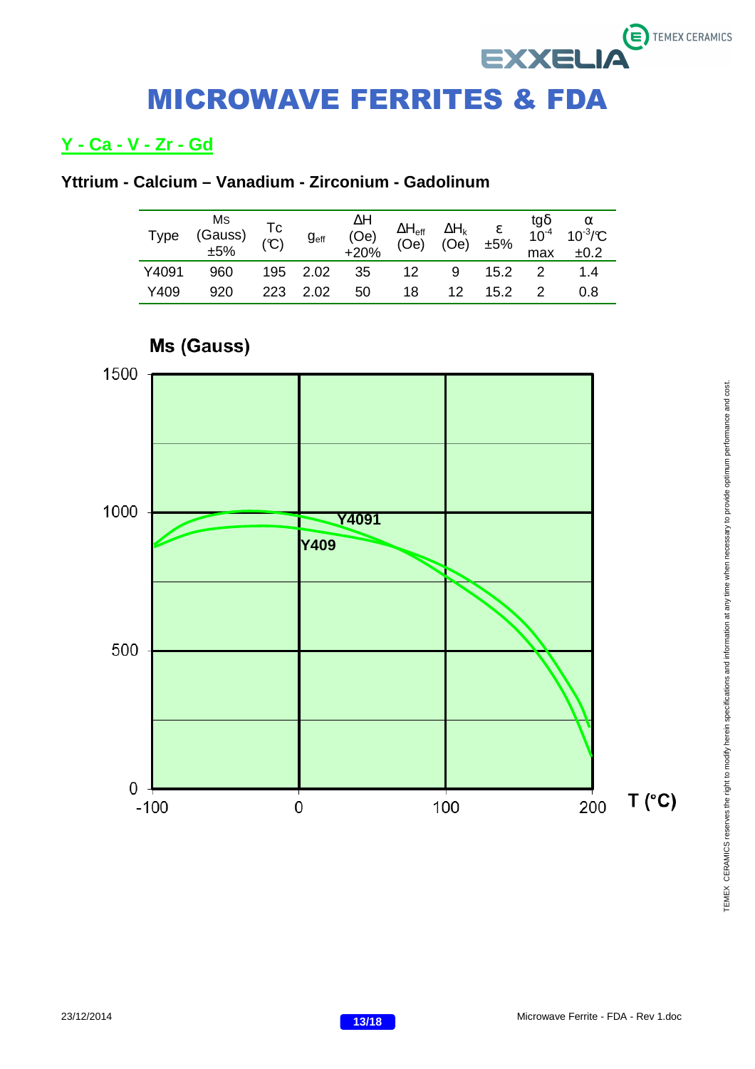# MICROWAVE FERRITES & FDA

## Y - Ca - V - Zr - Gd

### Yttrium - Calcium – Vanadium - Zirconium - Gadolinum

| Type | Ms (Gauss) ±5% | Tc (°C) | $g_{eff}$ | ΔH (Oe) +20% | $\Delta H_{eff}$ (Oe) | $\Delta H_k$ (Oe) | ε ±5% | tgδ $10^{-4}$ max | α $10^{-3}$/°C ±0.2 |
|---|---|---|---|---|---|---|---|---|---|
| Y4091 | 960 | 195 | 2.02 | 35 | 12 | 9 | 15.2 | 2 | 1.4 |
| Y409 | 920 | 223 | 2.02 | 50 | 18 | 12 | 15.2 | 2 | 0.8 |

**Ms (Gauss)**

[Chart: Ms (Gauss) vs T (°C), curves for Y4091 and Y409, T from -100 to 200, Ms from 0 to 1500]

TEMEX CERAMICS reserves the right to modify herein specifications and information at any time when necessary to provide optimum performance and cost.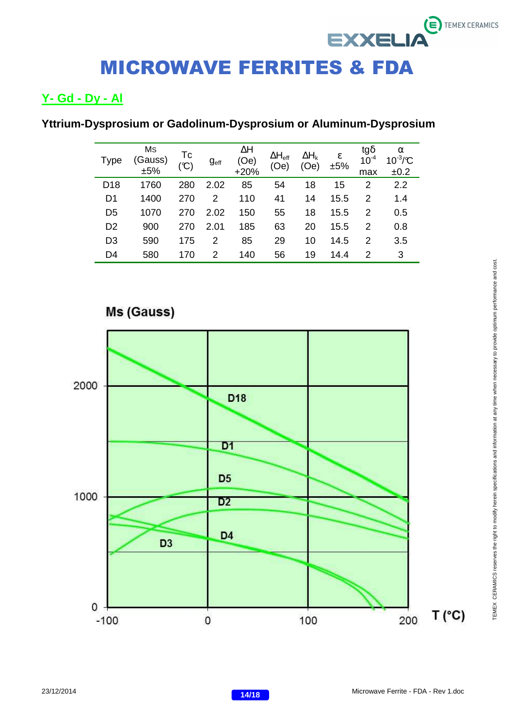# MICROWAVE FERRITES & FDA

## Y- Gd - Dy - Al

### Yttrium-Dysprosium or Gadolinum-Dysprosium or Aluminum-Dysprosium

| Type | Ms (Gauss) ±5% | Tc (℃) | $g_{eff}$ | ΔH (Oe) +20% | $\Delta H_{eff}$ (Oe) | $\Delta H_k$ (Oe) | ε ±5% | tgδ $10^{-4}$ max | α $10^{-3}$/℃ ±0.2 |
|---|---|---|---|---|---|---|---|---|---|
| D18 | 1760 | 280 | 2.02 | 85 | 54 | 18 | 15 | 2 | 2.2 |
| D1 | 1400 | 270 | 2 | 110 | 41 | 14 | 15.5 | 2 | 1.4 |
| D5 | 1070 | 270 | 2.02 | 150 | 55 | 18 | 15.5 | 2 | 0.5 |
| D2 | 900 | 270 | 2.01 | 185 | 63 | 20 | 15.5 | 2 | 0.8 |
| D3 | 590 | 175 | 2 | 85 | 29 | 10 | 14.5 | 2 | 3.5 |
| D4 | 580 | 170 | 2 | 140 | 56 | 19 | 14.4 | 2 | 3 |

Ms (Gauss)

T (°C)

TEMEX CERAMICS reserves the right to modify herein specifications and information at any time when necessary to provide optimum performance and cost.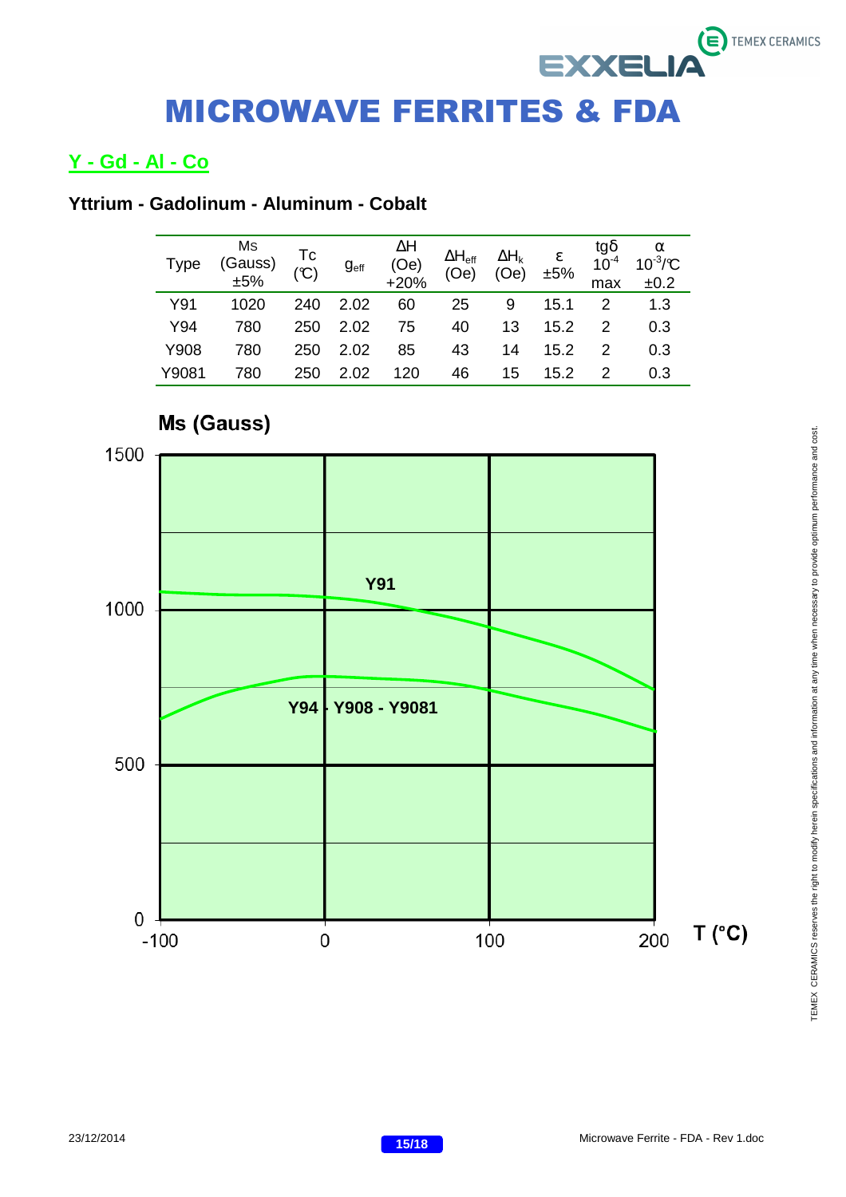# MICROWAVE FERRITES & FDA

## Y - Gd - Al - Co

### Yttrium - Gadolinum - Aluminum - Cobalt

| Type | Ms (Gauss) ±5% | Tc (℃) | $g_{eff}$ | ΔH (Oe) +20% | $\Delta H_{eff}$ (Oe) | $\Delta H_k$ (Oe) | ε ±5% | tgδ $10^{-4}$ max | α $10^{-3}$/℃ ±0.2 |
|---|---|---|---|---|---|---|---|---|---|
| Y91 | 1020 | 240 | 2.02 | 60 | 25 | 9 | 15.1 | 2 | 1.3 |
| Y94 | 780 | 250 | 2.02 | 75 | 40 | 13 | 15.2 | 2 | 0.3 |
| Y908 | 780 | 250 | 2.02 | 85 | 43 | 14 | 15.2 | 2 | 0.3 |
| Y9081 | 780 | 250 | 2.02 | 120 | 46 | 15 | 15.2 | 2 | 0.3 |

**Ms (Gauss)**

Y91

Y94 - Y908 - Y9081

T (°C)

TEMEX CERAMICS reserves the right to modify herein specifications and information at any time when necessary to provide optimum performance and cost.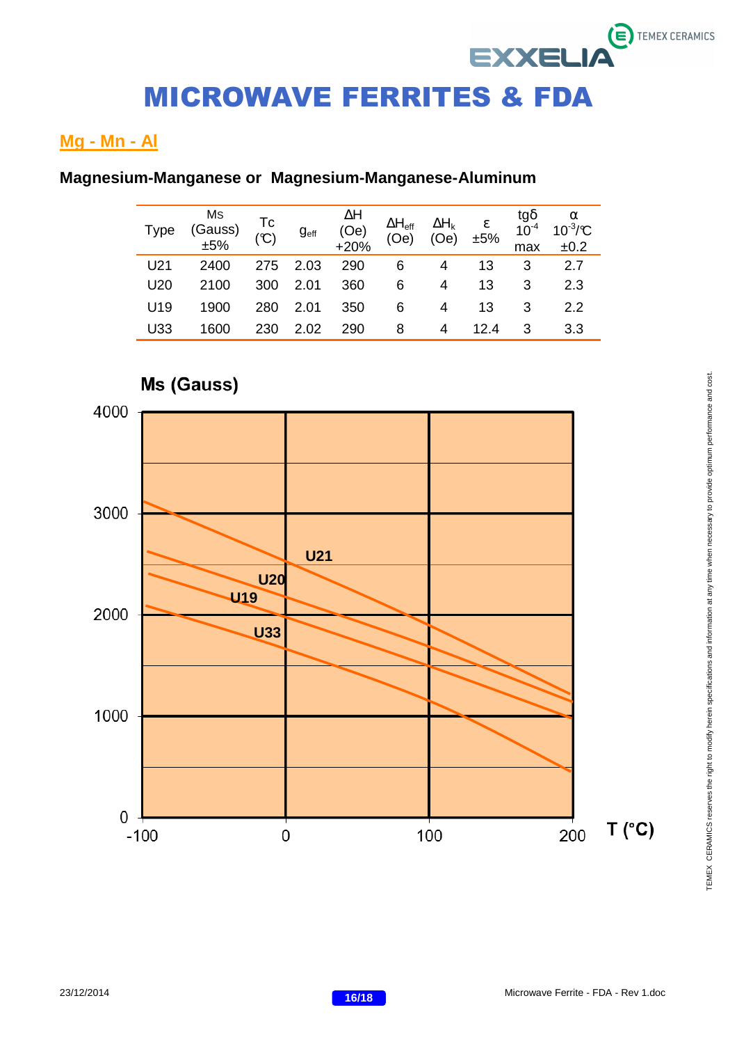# MICROWAVE FERRITES & FDA

## Mg - Mn - Al

### Magnesium-Manganese or Magnesium-Manganese-Aluminum

| Type | Ms (Gauss) ±5% | Tc (℃) | $g_{eff}$ | ΔH (Oe) +20% | $\Delta H_{eff}$ (Oe) | $\Delta H_k$ (Oe) | ε ±5% | tgδ $10^{-4}$ max | α $10^{-3}$/℃ ±0.2 |
|---|---|---|---|---|---|---|---|---|---|
| U21 | 2400 | 275 | 2.03 | 290 | 6 | 4 | 13 | 3 | 2.7 |
| U20 | 2100 | 300 | 2.01 | 360 | 6 | 4 | 13 | 3 | 2.3 |
| U19 | 1900 | 280 | 2.01 | 350 | 6 | 4 | 13 | 3 | 2.2 |
| U33 | 1600 | 230 | 2.02 | 290 | 8 | 4 | 12.4 | 3 | 3.3 |

**Ms (Gauss)**

T (°C)

TEMEX CERAMICS reserves the right to modify herein specifications and information at any time when necessary to provide optimum performance and cost.

23/12/2014 Microwave Ferrite - FDA - Rev 1.doc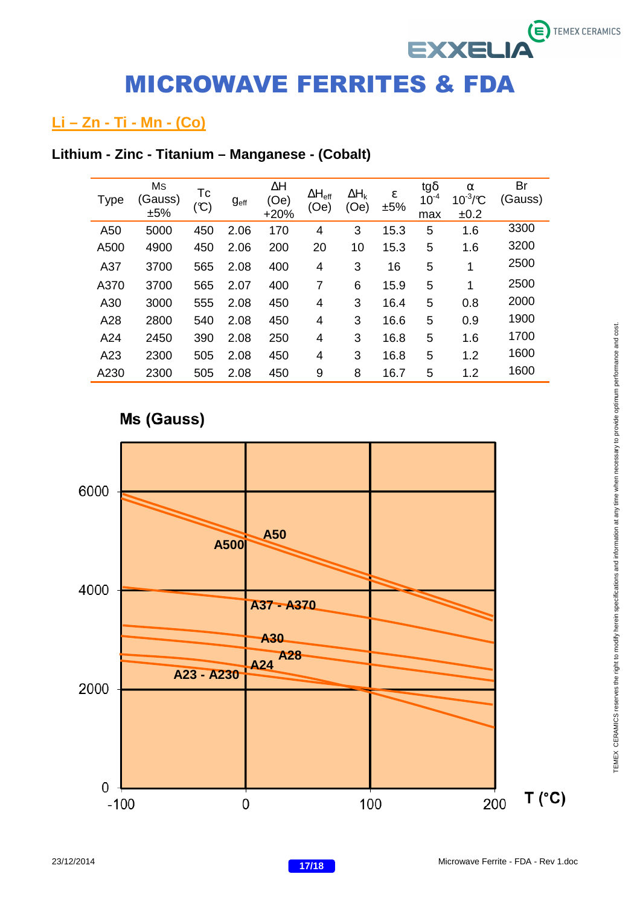# MICROWAVE FERRITES & FDA

## Li – Zn - Ti - Mn - (Co)

### Lithium - Zinc - Titanium – Manganese - (Cobalt)

| Type | Ms (Gauss) ±5% | Tc (°C) | $g_{eff}$ | ΔH (Oe) +20% | $\Delta H_{eff}$ (Oe) | $\Delta H_k$ (Oe) | ε ±5% | tgδ $10^{-4}$ max | α $10^{-3}$/°C ±0.2 | Br (Gauss) |
|---|---|---|---|---|---|---|---|---|---|---|
| A50 | 5000 | 450 | 2.06 | 170 | 4 | 3 | 15.3 | 5 | 1.6 | 3300 |
| A500 | 4900 | 450 | 2.06 | 200 | 20 | 10 | 15.3 | 5 | 1.6 | 3200 |
| A37 | 3700 | 565 | 2.08 | 400 | 4 | 3 | 16 | 5 | 1 | 2500 |
| A370 | 3700 | 565 | 2.07 | 400 | 7 | 6 | 15.9 | 5 | 1 | 2500 |
| A30 | 3000 | 555 | 2.08 | 450 | 4 | 3 | 16.4 | 5 | 0.8 | 2000 |
| A28 | 2800 | 540 | 2.08 | 450 | 4 | 3 | 16.6 | 5 | 0.9 | 1900 |
| A24 | 2450 | 390 | 2.08 | 250 | 4 | 3 | 16.8 | 5 | 1.6 | 1700 |
| A23 | 2300 | 505 | 2.08 | 450 | 4 | 3 | 16.8 | 5 | 1.2 | 1600 |
| A230 | 2300 | 505 | 2.08 | 450 | 9 | 8 | 16.7 | 5 | 1.2 | 1600 |

**Ms (Gauss)**

(Chart: Ms (Gauss) vs T (°C), from -100 to 200 °C; curves labeled A50, A500, A37 - A370, A30, A28, A24, A23 - A230)

TEMEX CERAMICS reserves the right to modify herein specifications and information at any time when necessary to provide optimum performance and cost.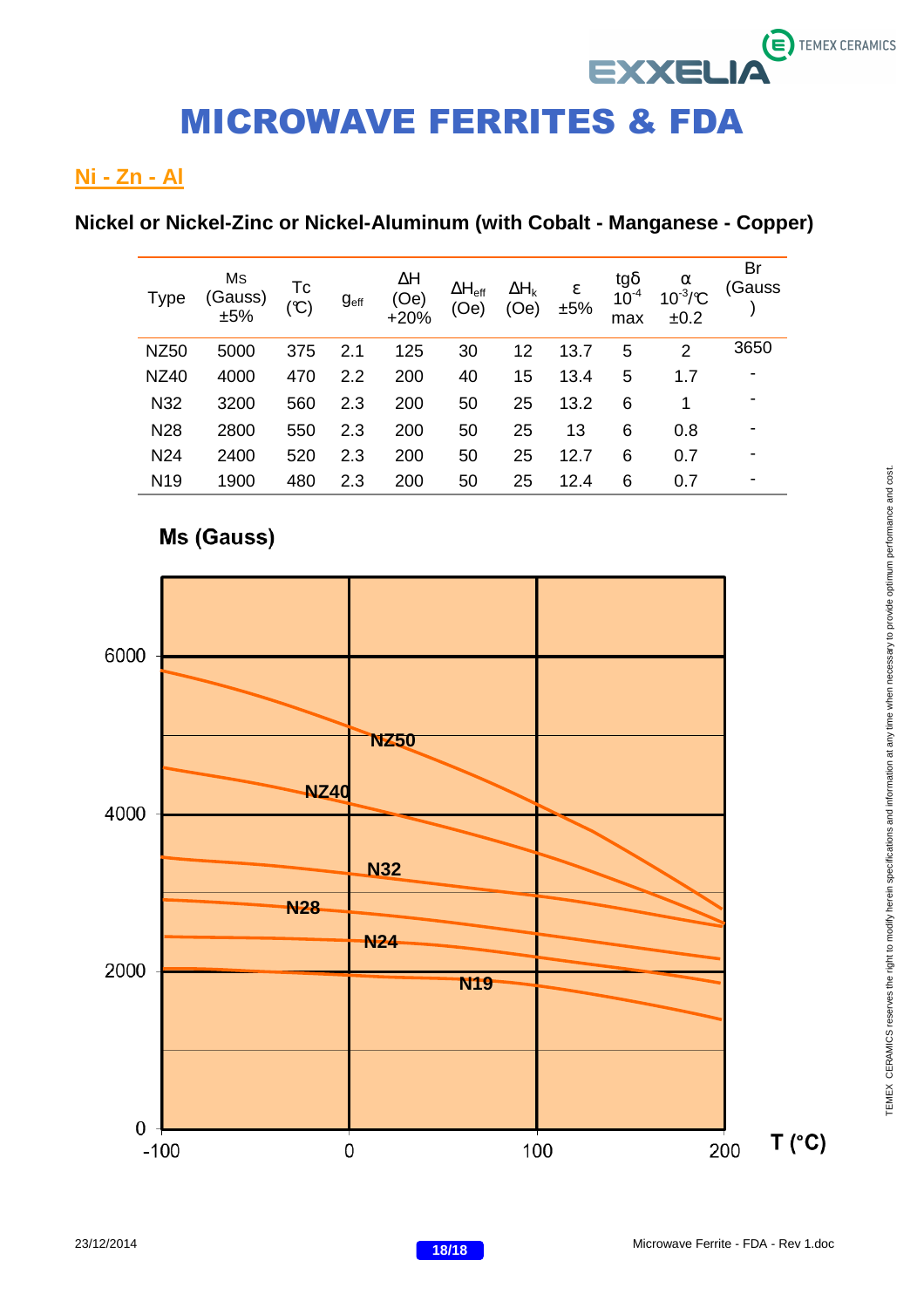# MICROWAVE FERRITES & FDA

## Ni - Zn - Al

### Nickel or Nickel-Zinc or Nickel-Aluminum (with Cobalt - Manganese - Copper)

| Type | Ms (Gauss) ±5% | Tc (℃) | $g_{eff}$ | ΔH (Oe) +20% | $\Delta H_{eff}$ (Oe) | $\Delta H_k$ (Oe) | ε ±5% | tgδ $10^{-4}$ max | α $10^{-3}$/℃ ±0.2 | Br (Gauss) |
|---|---|---|---|---|---|---|---|---|---|---|
| NZ50 | 5000 | 375 | 2.1 | 125 | 30 | 12 | 13.7 | 5 | 2 | 3650 |
| NZ40 | 4000 | 470 | 2.2 | 200 | 40 | 15 | 13.4 | 5 | 1.7 | - |
| N32 | 3200 | 560 | 2.3 | 200 | 50 | 25 | 13.2 | 6 | 1 | - |
| N28 | 2800 | 550 | 2.3 | 200 | 50 | 25 | 13 | 6 | 0.8 | - |
| N24 | 2400 | 520 | 2.3 | 200 | 50 | 25 | 12.7 | 6 | 0.7 | - |
| N19 | 1900 | 480 | 2.3 | 200 | 50 | 25 | 12.4 | 6 | 0.7 | - |

**Ms (Gauss)**

6000
4000
2000
0
-100
0
100
200
**T (°C)**
NZ50
NZ40
N32
N28
N24
N19

TEMEX CERAMICS reserves the right to modify herein specifications and information at any time when necessary to provide optimum performance and cost.